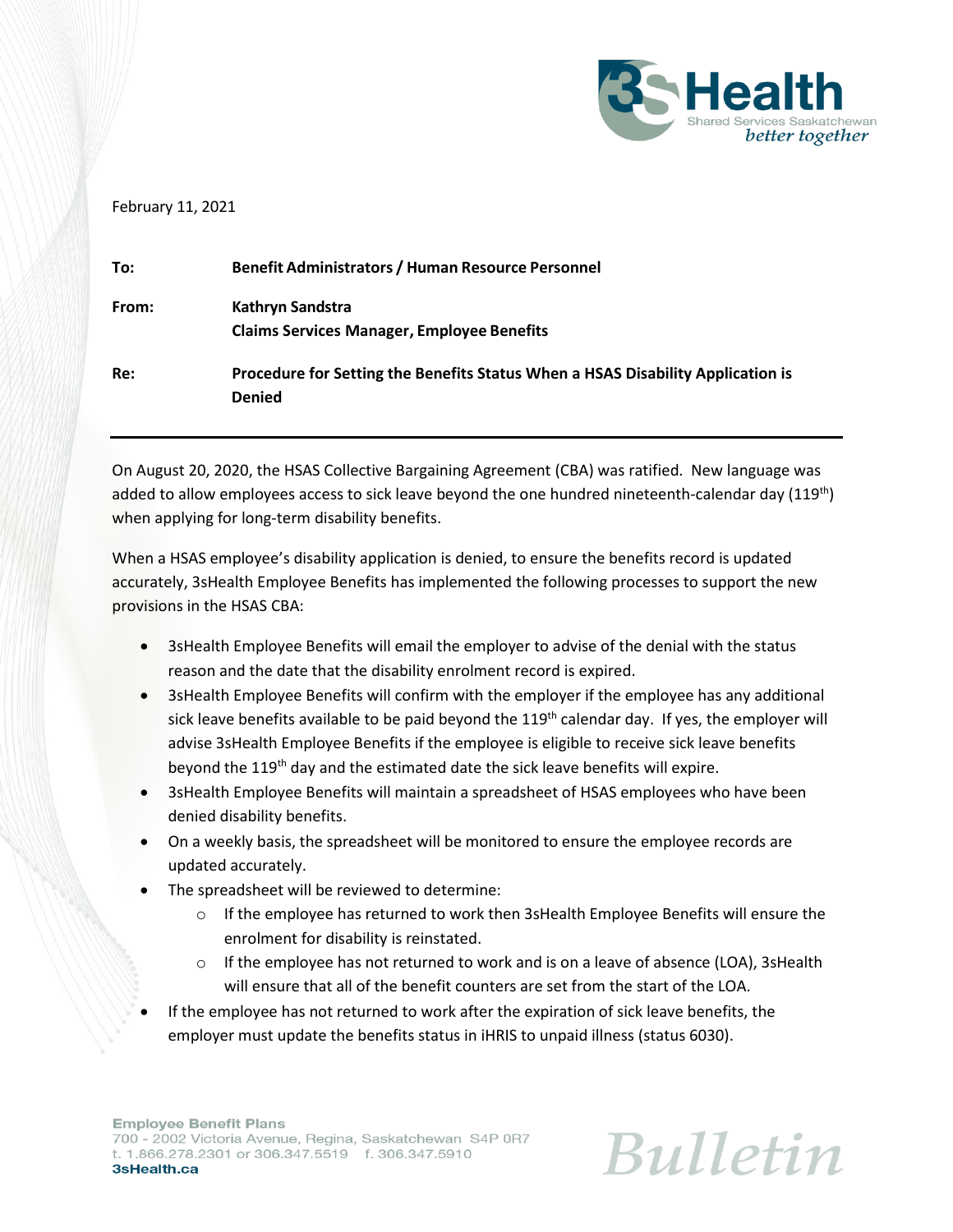February 11, 2021

**To:** **Benefit Administrators / Human Resource Personnel**

**From:** **Kathryn Sandstra**
**Claims Services Manager, Employee Benefits**

**Re:** **Procedure for Setting the Benefits Status When a HSAS Disability Application is Denied**

---

On August 20, 2020, the HSAS Collective Bargaining Agreement (CBA) was ratified. New language was added to allow employees access to sick leave beyond the one hundred nineteenth-calendar day (119th) when applying for long-term disability benefits.

When a HSAS employee's disability application is denied, to ensure the benefits record is updated accurately, 3sHealth Employee Benefits has implemented the following processes to support the new provisions in the HSAS CBA:

- 3sHealth Employee Benefits will email the employer to advise of the denial with the status reason and the date that the disability enrolment record is expired.
- 3sHealth Employee Benefits will confirm with the employer if the employee has any additional sick leave benefits available to be paid beyond the 119th calendar day. If yes, the employer will advise 3sHealth Employee Benefits if the employee is eligible to receive sick leave benefits beyond the 119th day and the estimated date the sick leave benefits will expire.
- 3sHealth Employee Benefits will maintain a spreadsheet of HSAS employees who have been denied disability benefits.
- On a weekly basis, the spreadsheet will be monitored to ensure the employee records are updated accurately.
- The spreadsheet will be reviewed to determine:
  - If the employee has returned to work then 3sHealth Employee Benefits will ensure the enrolment for disability is reinstated.
  - If the employee has not returned to work and is on a leave of absence (LOA), 3sHealth will ensure that all of the benefit counters are set from the start of the LOA.
- If the employee has not returned to work after the expiration of sick leave benefits, the employer must update the benefits status in iHRIS to unpaid illness (status 6030).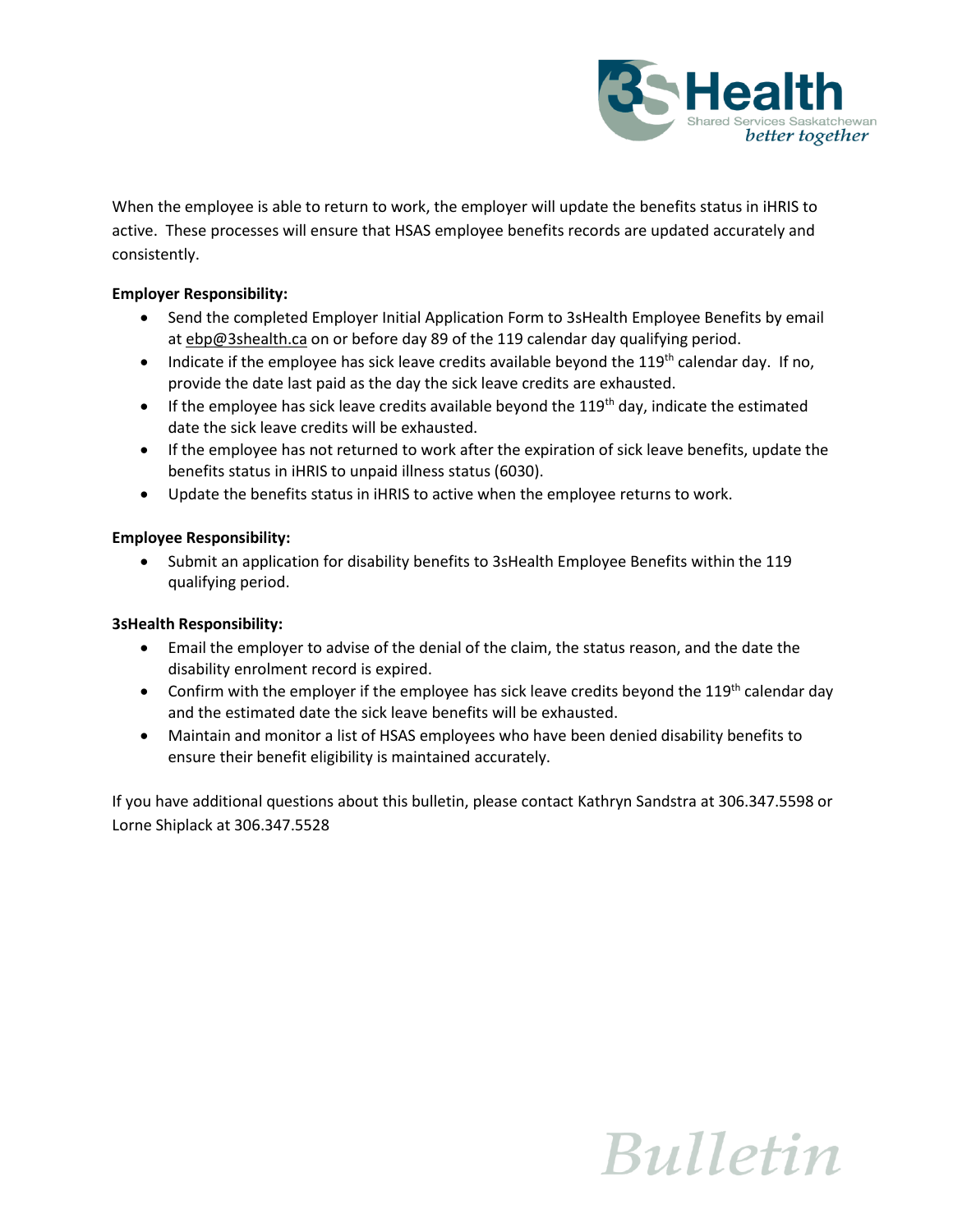When the employee is able to return to work, the employer will update the benefits status in iHRIS to active. These processes will ensure that HSAS employee benefits records are updated accurately and consistently.

**Employer Responsibility:**

- Send the completed Employer Initial Application Form to 3sHealth Employee Benefits by email at ebp@3shealth.ca on or before day 89 of the 119 calendar day qualifying period.
- Indicate if the employee has sick leave credits available beyond the 119th calendar day. If no, provide the date last paid as the day the sick leave credits are exhausted.
- If the employee has sick leave credits available beyond the 119th day, indicate the estimated date the sick leave credits will be exhausted.
- If the employee has not returned to work after the expiration of sick leave benefits, update the benefits status in iHRIS to unpaid illness status (6030).
- Update the benefits status in iHRIS to active when the employee returns to work.

**Employee Responsibility:**

- Submit an application for disability benefits to 3sHealth Employee Benefits within the 119 qualifying period.

**3sHealth Responsibility:**

- Email the employer to advise of the denial of the claim, the status reason, and the date the disability enrolment record is expired.
- Confirm with the employer if the employee has sick leave credits beyond the 119th calendar day and the estimated date the sick leave benefits will be exhausted.
- Maintain and monitor a list of HSAS employees who have been denied disability benefits to ensure their benefit eligibility is maintained accurately.

If you have additional questions about this bulletin, please contact Kathryn Sandstra at 306.347.5598 or Lorne Shiplack at 306.347.5528